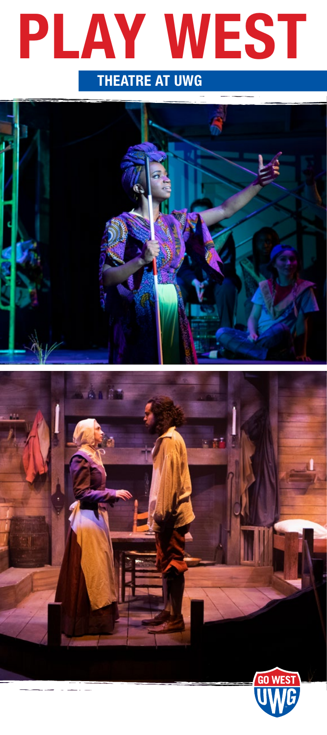# PLAY WEST

## THEATRE AT UWG

GO WEST UWG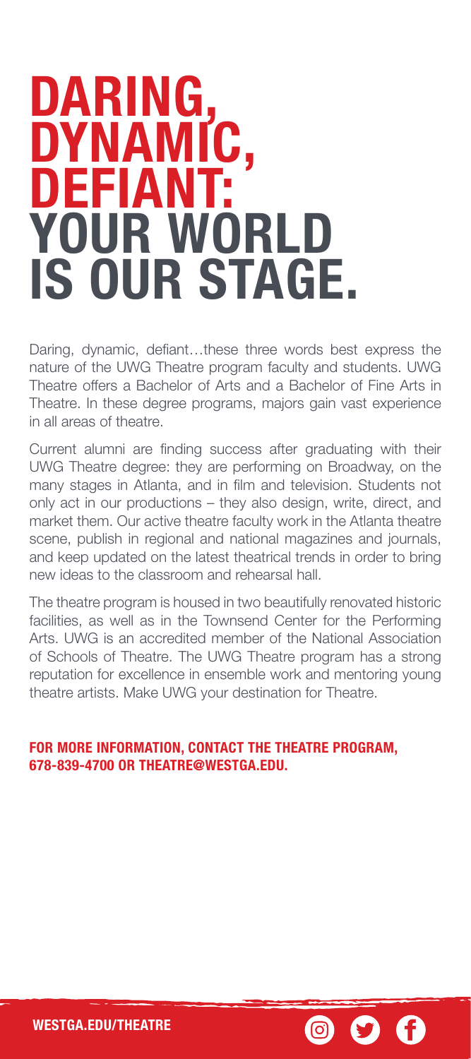# DARING, DYNAMIC, DEFIANT: YOUR WORLD IS OUR STAGE.

Daring, dynamic, defiant…these three words best express the nature of the UWG Theatre program faculty and students. UWG Theatre offers a Bachelor of Arts and a Bachelor of Fine Arts in Theatre. In these degree programs, majors gain vast experience in all areas of theatre.

Current alumni are finding success after graduating with their UWG Theatre degree: they are performing on Broadway, on the many stages in Atlanta, and in film and television. Students not only act in our productions – they also design, write, direct, and market them. Our active theatre faculty work in the Atlanta theatre scene, publish in regional and national magazines and journals, and keep updated on the latest theatrical trends in order to bring new ideas to the classroom and rehearsal hall.

The theatre program is housed in two beautifully renovated historic facilities, as well as in the Townsend Center for the Performing Arts. UWG is an accredited member of the National Association of Schools of Theatre. The UWG Theatre program has a strong reputation for excellence in ensemble work and mentoring young theatre artists. Make UWG your destination for Theatre.

**FOR MORE INFORMATION, CONTACT THE THEATRE PROGRAM, 678-839-4700 OR THEATRE@WESTGA.EDU.**

**WESTGA.EDU/THEATRE**